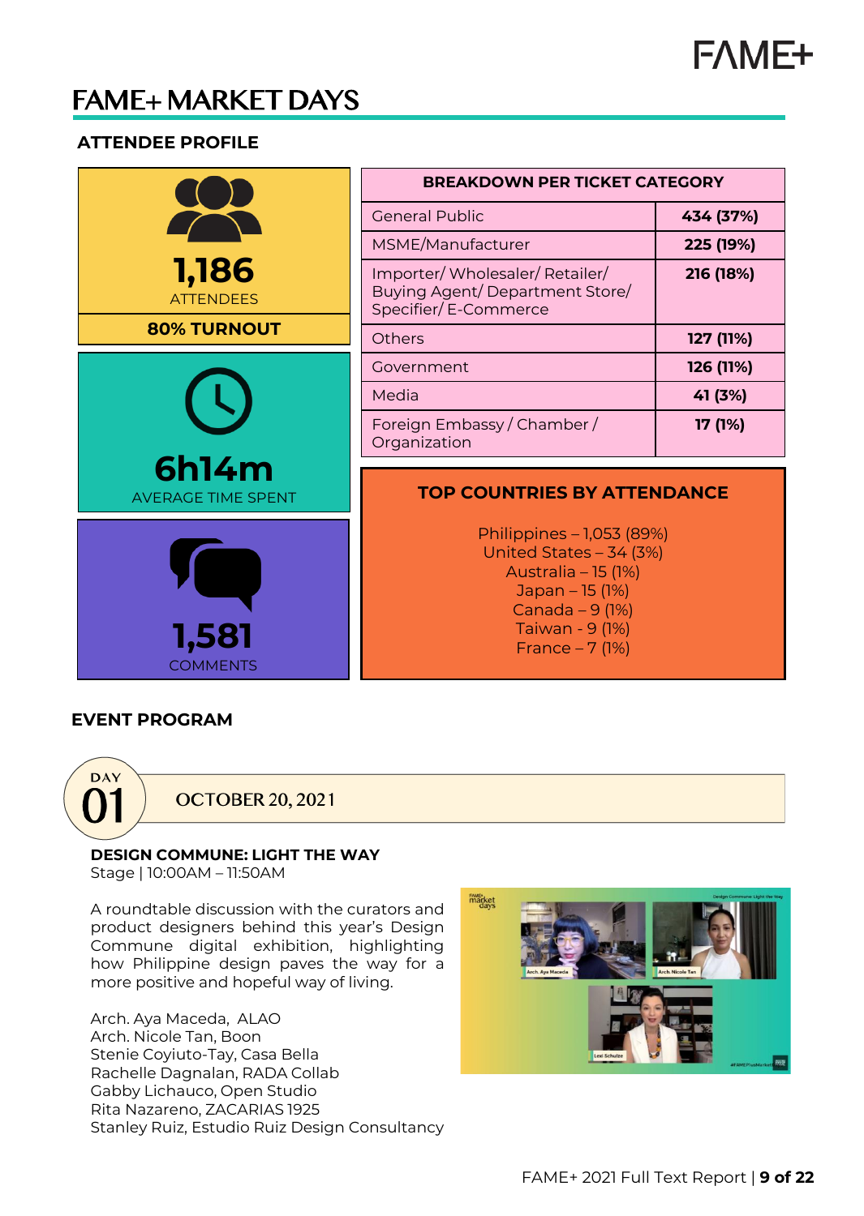# FAME+ MARKET DAYS

## ATTENDEE PROFILE

**1,186**
ATTENDEES

**80% TURNOUT**

**6h14m**
AVERAGE TIME SPENT

**1,581**
COMMENTS

| BREAKDOWN PER TICKET CATEGORY | |
|---|---|
| General Public | **434 (37%)** |
| MSME/Manufacturer | **225 (19%)** |
| Importer/ Wholesaler/ Retailer/ Buying Agent/ Department Store/ Specifier/ E-Commerce | **216 (18%)** |
| Others | **127 (11%)** |
| Government | **126 (11%)** |
| Media | **41 (3%)** |
| Foreign Embassy / Chamber / Organization | **17 (1%)** |

**TOP COUNTRIES BY ATTENDANCE**

Philippines – 1,053 (89%)
United States – 34 (3%)
Australia – 15 (1%)
Japan – 15 (1%)
Canada – 9 (1%)
Taiwan - 9 (1%)
France – 7 (1%)

## EVENT PROGRAM

DAY 01 — OCTOBER 20, 2021

**DESIGN COMMUNE: LIGHT THE WAY**
Stage | 10:00AM – 11:50AM

A roundtable discussion with the curators and product designers behind this year's Design Commune digital exhibition, highlighting how Philippine design paves the way for a more positive and hopeful way of living.

Arch. Aya Maceda, ALAO
Arch. Nicole Tan, Boon
Stenie Coyiuto-Tay, Casa Bella
Rachelle Dagnalan, RADA Collab
Gabby Lichauco, Open Studio
Rita Nazareno, ZACARIAS 1925
Stanley Ruiz, Estudio Ruiz Design Consultancy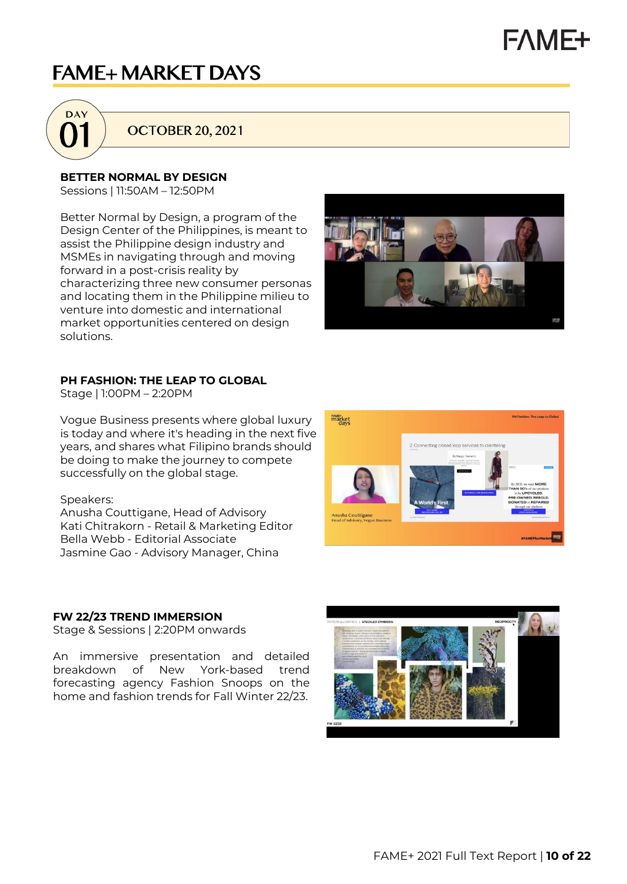# FAME+ MARKET DAYS

## DAY 01 — OCTOBER 20, 2021

### BETTER NORMAL BY DESIGN

Sessions | 11:50AM – 12:50PM

Better Normal by Design, a program of the Design Center of the Philippines, is meant to assist the Philippine design industry and MSMEs in navigating through and moving forward in a post-crisis reality by characterizing three new consumer personas and locating them in the Philippine milieu to venture into domestic and international market opportunities centered on design solutions.

### PH FASHION: THE LEAP TO GLOBAL

Stage | 1:00PM – 2:20PM

Vogue Business presents where global luxury is today and where it's heading in the next five years, and shares what Filipino brands should be doing to make the journey to compete successfully on the global stage.

Speakers:
Anusha Couttigane, Head of Advisory
Kati Chitrakorn - Retail & Marketing Editor
Bella Webb - Editorial Associate
Jasmine Gao - Advisory Manager, China

### FW 22/23 TREND IMMERSION

Stage & Sessions | 2:20PM onwards

An immersive presentation and detailed breakdown of New York-based trend forecasting agency Fashion Snoops on the home and fashion trends for Fall Winter 22/23.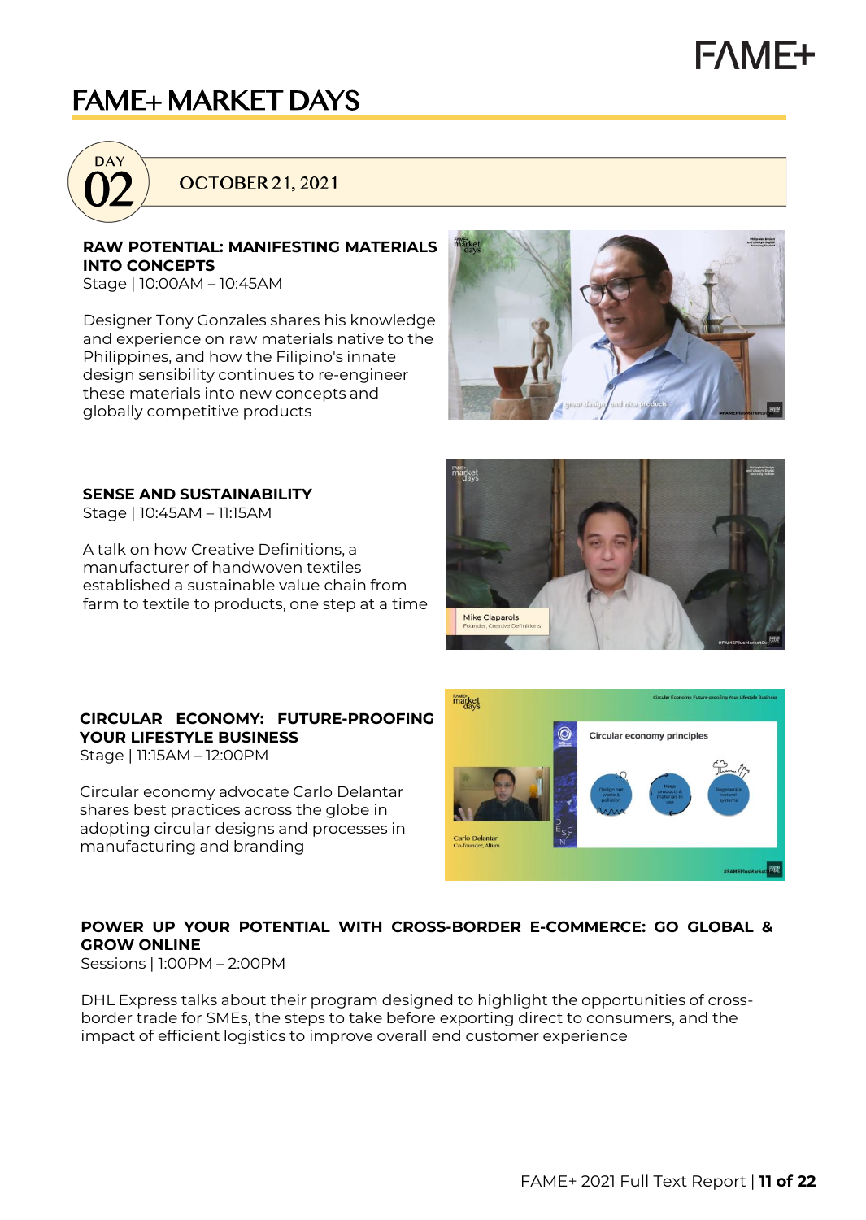# FAME+ MARKET DAYS

## DAY 02 — OCTOBER 21, 2021

### RAW POTENTIAL: MANIFESTING MATERIALS INTO CONCEPTS
Stage | 10:00AM – 10:45AM

Designer Tony Gonzales shares his knowledge and experience on raw materials native to the Philippines, and how the Filipino's innate design sensibility continues to re-engineer these materials into new concepts and globally competitive products

### SENSE AND SUSTAINABILITY
Stage | 10:45AM – 11:15AM

A talk on how Creative Definitions, a manufacturer of handwoven textiles established a sustainable value chain from farm to textile to products, one step at a time

### CIRCULAR ECONOMY: FUTURE-PROOFING YOUR LIFESTYLE BUSINESS
Stage | 11:15AM – 12:00PM

Circular economy advocate Carlo Delantar shares best practices across the globe in adopting circular designs and processes in manufacturing and branding

### POWER UP YOUR POTENTIAL WITH CROSS-BORDER E-COMMERCE: GO GLOBAL & GROW ONLINE
Sessions | 1:00PM – 2:00PM

DHL Express talks about their program designed to highlight the opportunities of cross-border trade for SMEs, the steps to take before exporting direct to consumers, and the impact of efficient logistics to improve overall end customer experience